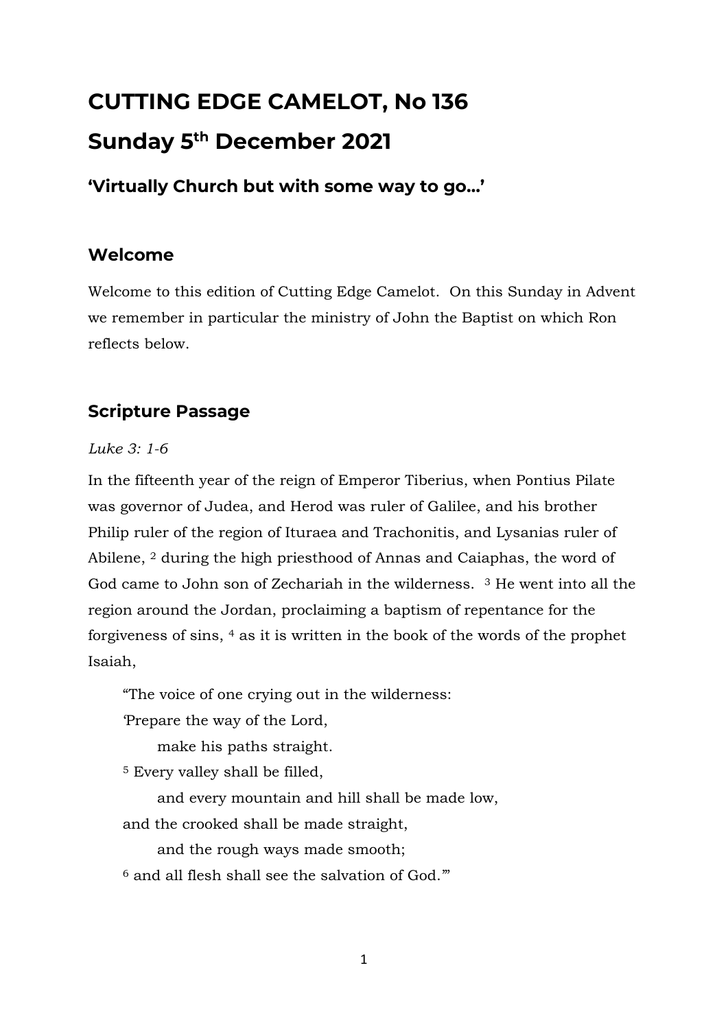# CUTTING EDGE CAMELOT, No 136

# Sunday 5th December 2021

### 'Virtually Church but with some way to go…'

## Welcome

Welcome to this edition of Cutting Edge Camelot. On this Sunday in Advent we remember in particular the ministry of John the Baptist on which Ron reflects below.

## Scripture Passage

*Luke 3: 1-6*

In the fifteenth year of the reign of Emperor Tiberius, when Pontius Pilate was governor of Judea, and Herod was ruler of Galilee, and his brother Philip ruler of the region of Ituraea and Trachonitis, and Lysanias ruler of Abilene, [2] during the high priesthood of Annas and Caiaphas, the word of God came to John son of Zechariah in the wilderness. [3] He went into all the region around the Jordan, proclaiming a baptism of repentance for the forgiveness of sins, [4] as it is written in the book of the words of the prophet Isaiah,

> "The voice of one crying out in the wilderness:
> 'Prepare the way of the Lord,
> make his paths straight.
> [5] Every valley shall be filled,
> and every mountain and hill shall be made low,
> and the crooked shall be made straight,
> and the rough ways made smooth;
> [6] and all flesh shall see the salvation of God.'"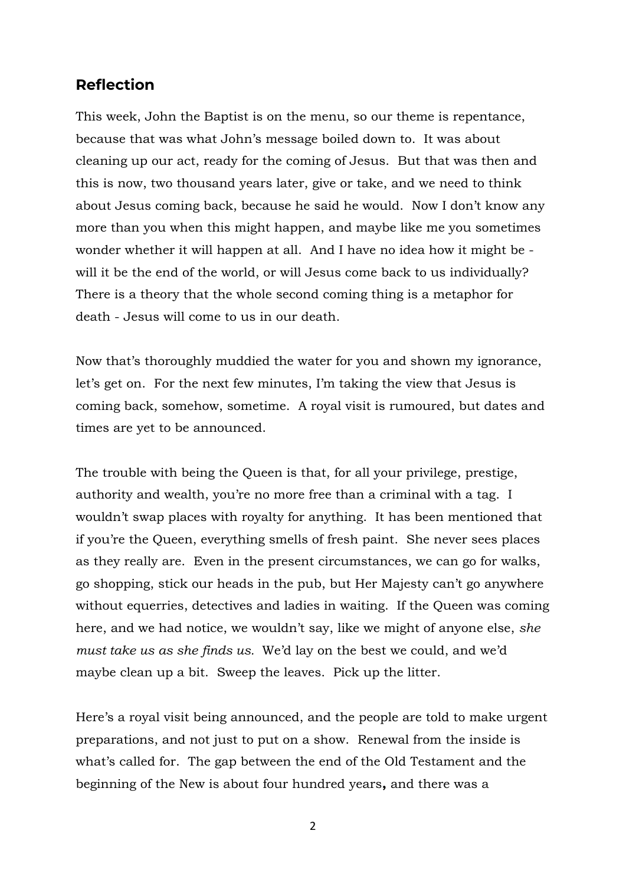## Reflection

This week, John the Baptist is on the menu, so our theme is repentance, because that was what John's message boiled down to. It was about cleaning up our act, ready for the coming of Jesus. But that was then and this is now, two thousand years later, give or take, and we need to think about Jesus coming back, because he said he would. Now I don't know any more than you when this might happen, and maybe like me you sometimes wonder whether it will happen at all. And I have no idea how it might be - will it be the end of the world, or will Jesus come back to us individually? There is a theory that the whole second coming thing is a metaphor for death - Jesus will come to us in our death.

Now that's thoroughly muddied the water for you and shown my ignorance, let's get on. For the next few minutes, I'm taking the view that Jesus is coming back, somehow, sometime. A royal visit is rumoured, but dates and times are yet to be announced.

The trouble with being the Queen is that, for all your privilege, prestige, authority and wealth, you're no more free than a criminal with a tag. I wouldn't swap places with royalty for anything. It has been mentioned that if you're the Queen, everything smells of fresh paint. She never sees places as they really are. Even in the present circumstances, we can go for walks, go shopping, stick our heads in the pub, but Her Majesty can't go anywhere without equerries, detectives and ladies in waiting. If the Queen was coming here, and we had notice, we wouldn't say, like we might of anyone else, *she must take us as she finds us.* We'd lay on the best we could, and we'd maybe clean up a bit. Sweep the leaves. Pick up the litter.

Here's a royal visit being announced, and the people are told to make urgent preparations, and not just to put on a show. Renewal from the inside is what's called for. The gap between the end of the Old Testament and the beginning of the New is about four hundred years**,** and there was a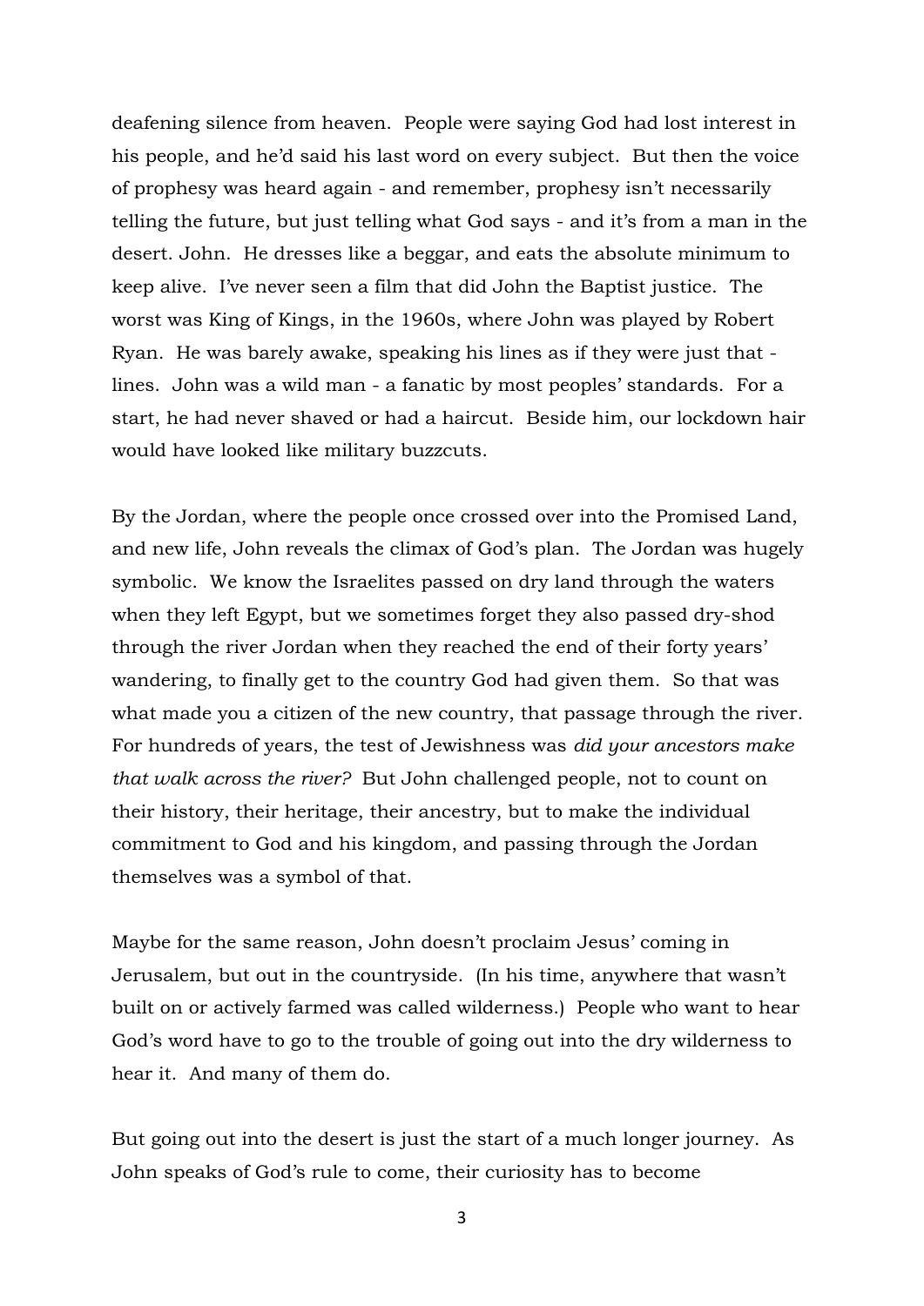deafening silence from heaven. People were saying God had lost interest in his people, and he'd said his last word on every subject. But then the voice of prophesy was heard again - and remember, prophesy isn't necessarily telling the future, but just telling what God says - and it's from a man in the desert. John. He dresses like a beggar, and eats the absolute minimum to keep alive. I've never seen a film that did John the Baptist justice. The worst was King of Kings, in the 1960s, where John was played by Robert Ryan. He was barely awake, speaking his lines as if they were just that - lines. John was a wild man - a fanatic by most peoples' standards. For a start, he had never shaved or had a haircut. Beside him, our lockdown hair would have looked like military buzzcuts.

By the Jordan, where the people once crossed over into the Promised Land, and new life, John reveals the climax of God's plan. The Jordan was hugely symbolic. We know the Israelites passed on dry land through the waters when they left Egypt, but we sometimes forget they also passed dry-shod through the river Jordan when they reached the end of their forty years' wandering, to finally get to the country God had given them. So that was what made you a citizen of the new country, that passage through the river. For hundreds of years, the test of Jewishness was *did your ancestors make that walk across the river?* But John challenged people, not to count on their history, their heritage, their ancestry, but to make the individual commitment to God and his kingdom, and passing through the Jordan themselves was a symbol of that.

Maybe for the same reason, John doesn't proclaim Jesus' coming in Jerusalem, but out in the countryside. (In his time, anywhere that wasn't built on or actively farmed was called wilderness.) People who want to hear God's word have to go to the trouble of going out into the dry wilderness to hear it. And many of them do.

But going out into the desert is just the start of a much longer journey. As John speaks of God's rule to come, their curiosity has to become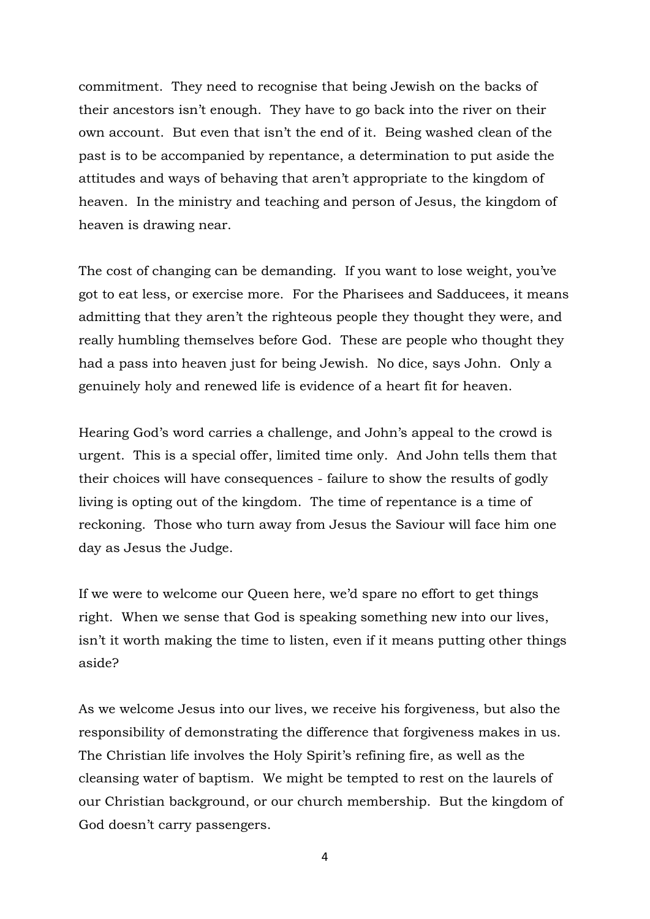commitment. They need to recognise that being Jewish on the backs of their ancestors isn't enough. They have to go back into the river on their own account. But even that isn't the end of it. Being washed clean of the past is to be accompanied by repentance, a determination to put aside the attitudes and ways of behaving that aren't appropriate to the kingdom of heaven. In the ministry and teaching and person of Jesus, the kingdom of heaven is drawing near.

The cost of changing can be demanding. If you want to lose weight, you've got to eat less, or exercise more. For the Pharisees and Sadducees, it means admitting that they aren't the righteous people they thought they were, and really humbling themselves before God. These are people who thought they had a pass into heaven just for being Jewish. No dice, says John. Only a genuinely holy and renewed life is evidence of a heart fit for heaven.

Hearing God's word carries a challenge, and John's appeal to the crowd is urgent. This is a special offer, limited time only. And John tells them that their choices will have consequences - failure to show the results of godly living is opting out of the kingdom. The time of repentance is a time of reckoning. Those who turn away from Jesus the Saviour will face him one day as Jesus the Judge.

If we were to welcome our Queen here, we'd spare no effort to get things right. When we sense that God is speaking something new into our lives, isn't it worth making the time to listen, even if it means putting other things aside?

As we welcome Jesus into our lives, we receive his forgiveness, but also the responsibility of demonstrating the difference that forgiveness makes in us. The Christian life involves the Holy Spirit's refining fire, as well as the cleansing water of baptism. We might be tempted to rest on the laurels of our Christian background, or our church membership. But the kingdom of God doesn't carry passengers.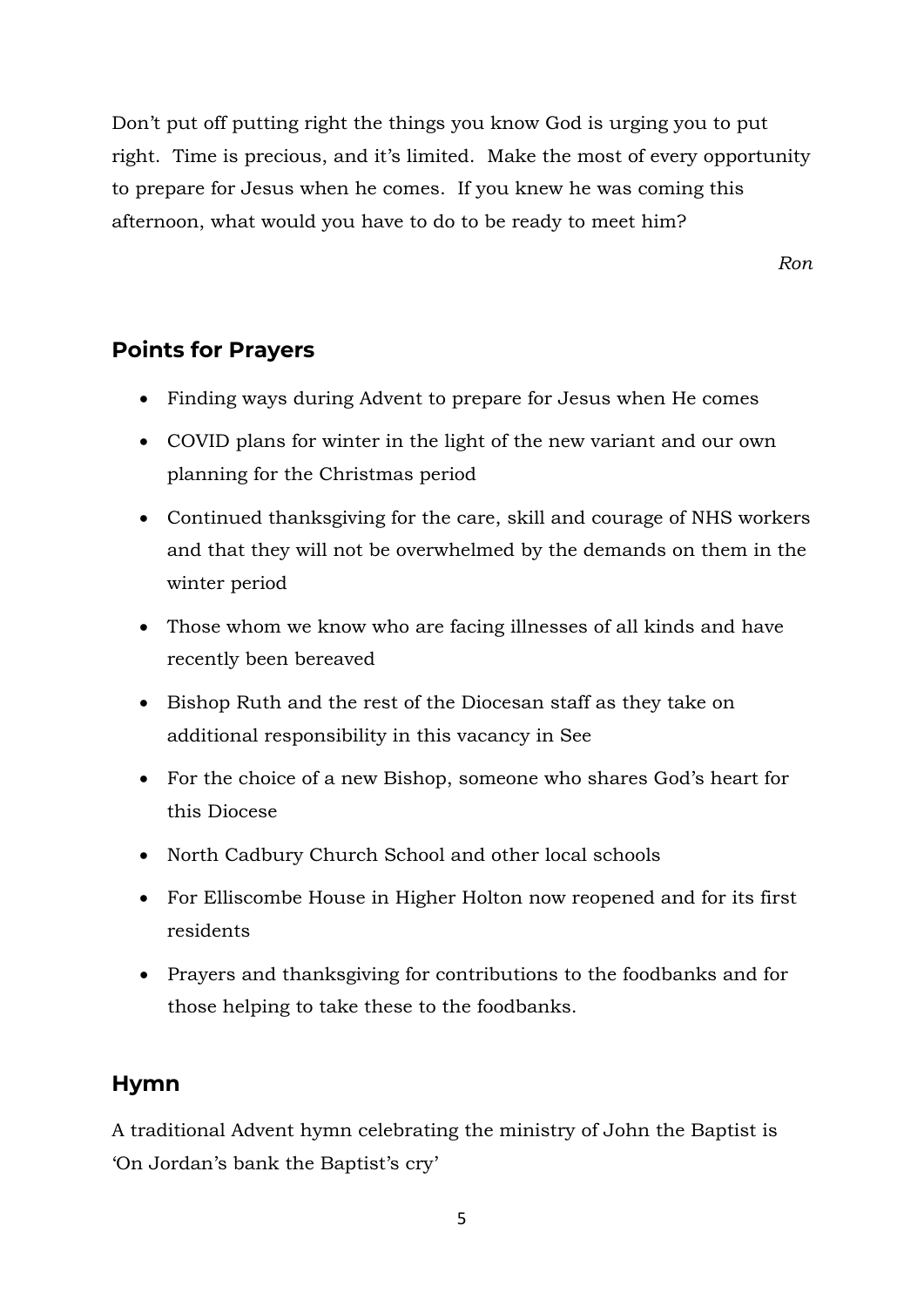Don't put off putting right the things you know God is urging you to put right.  Time is precious, and it's limited.  Make the most of every opportunity to prepare for Jesus when he comes.  If you knew he was coming this afternoon, what would you have to do to be ready to meet him?

*Ron*

## Points for Prayers

- Finding ways during Advent to prepare for Jesus when He comes
- COVID plans for winter in the light of the new variant and our own planning for the Christmas period
- Continued thanksgiving for the care, skill and courage of NHS workers and that they will not be overwhelmed by the demands on them in the winter period
- Those whom we know who are facing illnesses of all kinds and have recently been bereaved
- Bishop Ruth and the rest of the Diocesan staff as they take on additional responsibility in this vacancy in See
- For the choice of a new Bishop, someone who shares God's heart for this Diocese
- North Cadbury Church School and other local schools
- For Elliscombe House in Higher Holton now reopened and for its first residents
- Prayers and thanksgiving for contributions to the foodbanks and for those helping to take these to the foodbanks.

## Hymn

A traditional Advent hymn celebrating the ministry of John the Baptist is 'On Jordan's bank the Baptist's cry'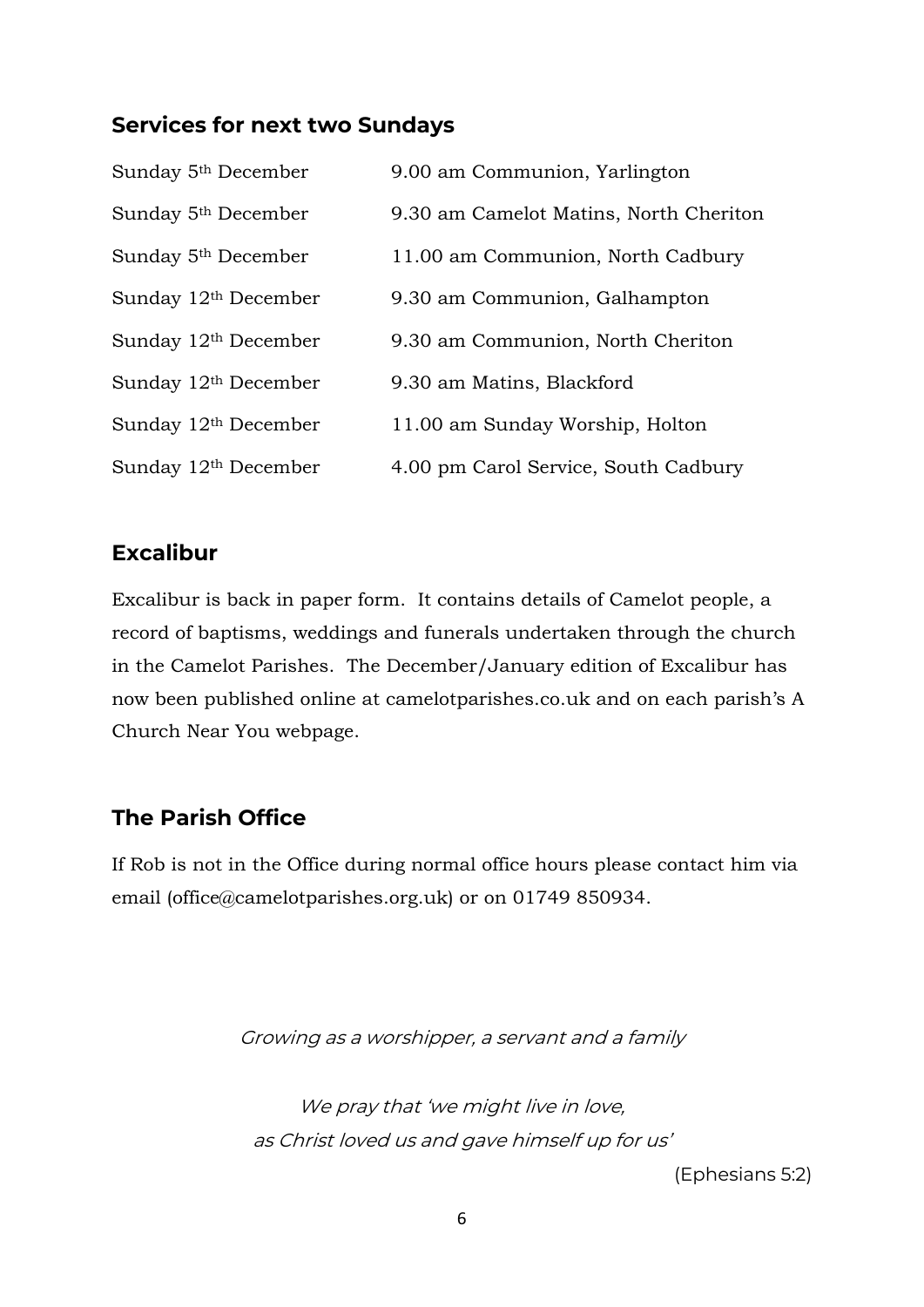## Services for next two Sundays

| | |
|---|---|
| Sunday 5th December | 9.00 am Communion, Yarlington |
| Sunday 5th December | 9.30 am Camelot Matins, North Cheriton |
| Sunday 5th December | 11.00 am Communion, North Cadbury |
| Sunday 12th December | 9.30 am Communion, Galhampton |
| Sunday 12th December | 9.30 am Communion, North Cheriton |
| Sunday 12th December | 9.30 am Matins, Blackford |
| Sunday 12th December | 11.00 am Sunday Worship, Holton |
| Sunday 12th December | 4.00 pm Carol Service, South Cadbury |

## Excalibur

Excalibur is back in paper form. It contains details of Camelot people, a record of baptisms, weddings and funerals undertaken through the church in the Camelot Parishes. The December/January edition of Excalibur has now been published online at camelotparishes.co.uk and on each parish's A Church Near You webpage.

## The Parish Office

If Rob is not in the Office during normal office hours please contact him via email (office@camelotparishes.org.uk) or on 01749 850934.

*Growing as a worshipper, a servant and a family*

*We pray that 'we might live in love,*
*as Christ loved us and gave himself up for us'*

(Ephesians 5:2)